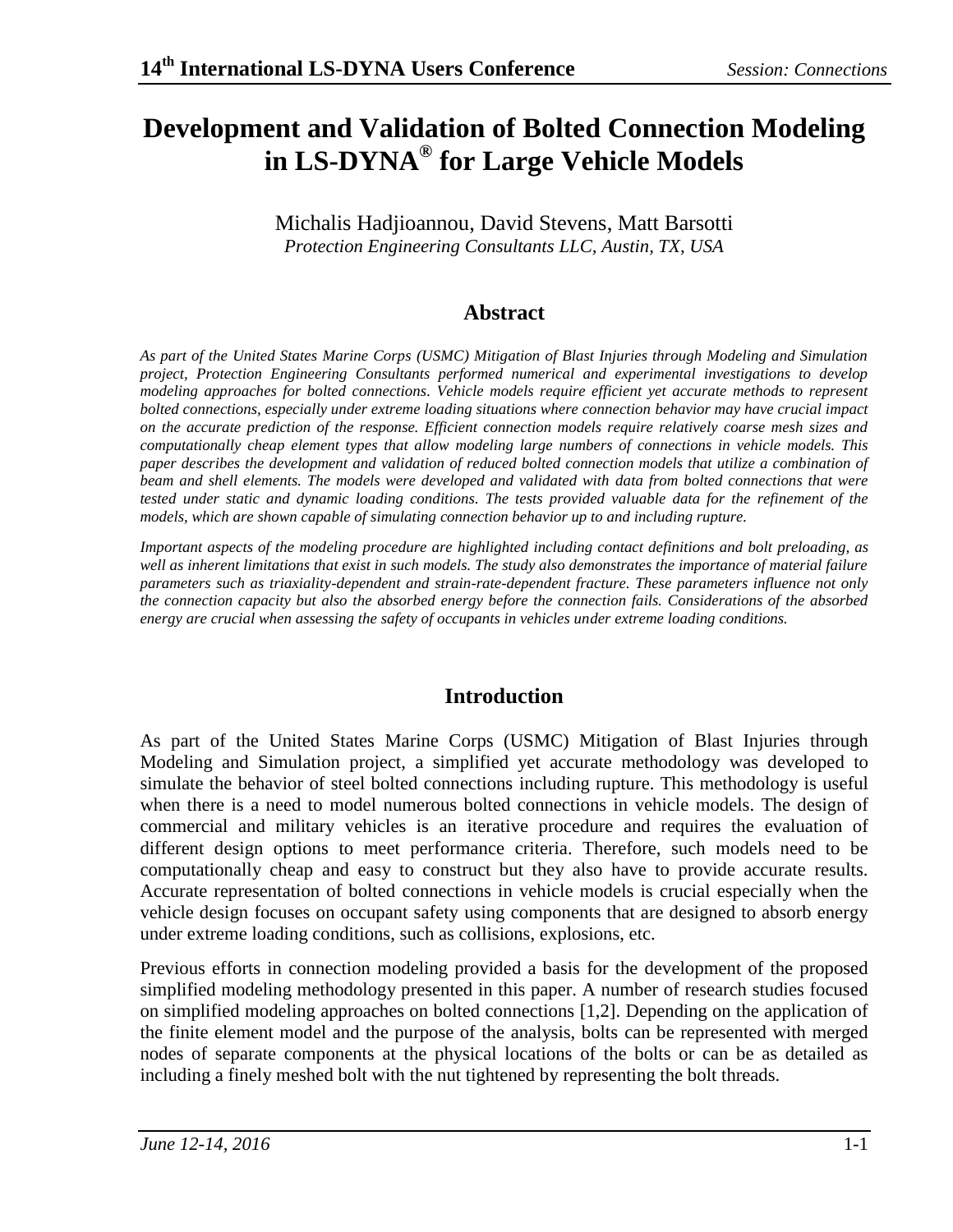# Development and Validation of Bolted Connection Modeling in LS-DYNA® for Large Vehicle Models

Michalis Hadjioannou, David Stevens, Matt Barsotti

*Protection Engineering Consultants LLC, Austin, TX, USA*

## Abstract

*As part of the United States Marine Corps (USMC) Mitigation of Blast Injuries through Modeling and Simulation project, Protection Engineering Consultants performed numerical and experimental investigations to develop modeling approaches for bolted connections. Vehicle models require efficient yet accurate methods to represent bolted connections, especially under extreme loading situations where connection behavior may have crucial impact on the accurate prediction of the response. Efficient connection models require relatively coarse mesh sizes and computationally cheap element types that allow modeling large numbers of connections in vehicle models. This paper describes the development and validation of reduced bolted connection models that utilize a combination of beam and shell elements. The models were developed and validated with data from bolted connections that were tested under static and dynamic loading conditions. The tests provided valuable data for the refinement of the models, which are shown capable of simulating connection behavior up to and including rupture.*

*Important aspects of the modeling procedure are highlighted including contact definitions and bolt preloading, as well as inherent limitations that exist in such models. The study also demonstrates the importance of material failure parameters such as triaxiality-dependent and strain-rate-dependent fracture. These parameters influence not only the connection capacity but also the absorbed energy before the connection fails. Considerations of the absorbed energy are crucial when assessing the safety of occupants in vehicles under extreme loading conditions.*

## Introduction

As part of the United States Marine Corps (USMC) Mitigation of Blast Injuries through Modeling and Simulation project, a simplified yet accurate methodology was developed to simulate the behavior of steel bolted connections including rupture. This methodology is useful when there is a need to model numerous bolted connections in vehicle models. The design of commercial and military vehicles is an iterative procedure and requires the evaluation of different design options to meet performance criteria. Therefore, such models need to be computationally cheap and easy to construct but they also have to provide accurate results. Accurate representation of bolted connections in vehicle models is crucial especially when the vehicle design focuses on occupant safety using components that are designed to absorb energy under extreme loading conditions, such as collisions, explosions, etc.

Previous efforts in connection modeling provided a basis for the development of the proposed simplified modeling methodology presented in this paper. A number of research studies focused on simplified modeling approaches on bolted connections [1,2]. Depending on the application of the finite element model and the purpose of the analysis, bolts can be represented with merged nodes of separate components at the physical locations of the bolts or can be as detailed as including a finely meshed bolt with the nut tightened by representing the bolt threads.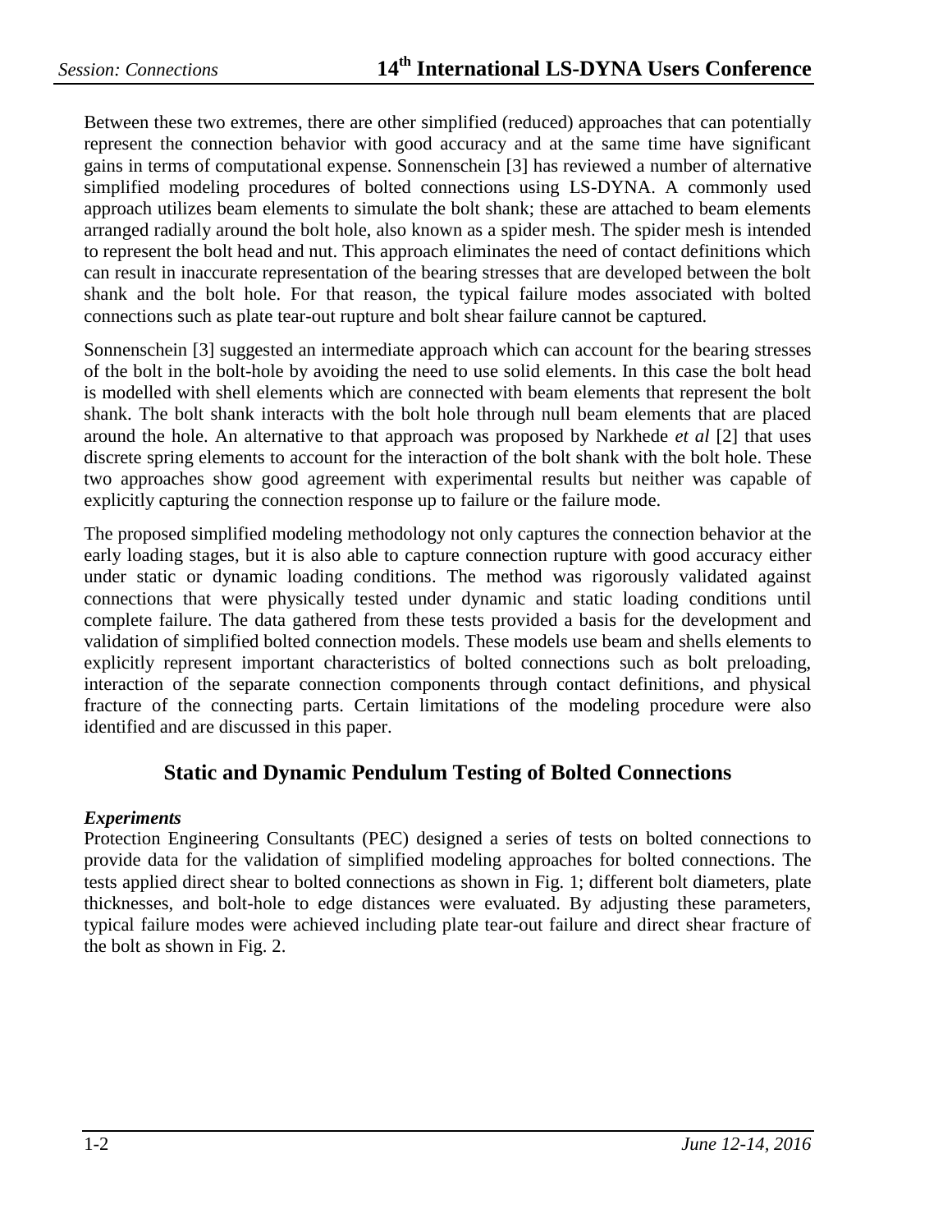Between these two extremes, there are other simplified (reduced) approaches that can potentially represent the connection behavior with good accuracy and at the same time have significant gains in terms of computational expense. Sonnenschein [3] has reviewed a number of alternative simplified modeling procedures of bolted connections using LS-DYNA. A commonly used approach utilizes beam elements to simulate the bolt shank; these are attached to beam elements arranged radially around the bolt hole, also known as a spider mesh. The spider mesh is intended to represent the bolt head and nut. This approach eliminates the need of contact definitions which can result in inaccurate representation of the bearing stresses that are developed between the bolt shank and the bolt hole. For that reason, the typical failure modes associated with bolted connections such as plate tear-out rupture and bolt shear failure cannot be captured.

Sonnenschein [3] suggested an intermediate approach which can account for the bearing stresses of the bolt in the bolt-hole by avoiding the need to use solid elements. In this case the bolt head is modelled with shell elements which are connected with beam elements that represent the bolt shank. The bolt shank interacts with the bolt hole through null beam elements that are placed around the hole. An alternative to that approach was proposed by Narkhede *et al* [2] that uses discrete spring elements to account for the interaction of the bolt shank with the bolt hole. These two approaches show good agreement with experimental results but neither was capable of explicitly capturing the connection response up to failure or the failure mode.

The proposed simplified modeling methodology not only captures the connection behavior at the early loading stages, but it is also able to capture connection rupture with good accuracy either under static or dynamic loading conditions. The method was rigorously validated against connections that were physically tested under dynamic and static loading conditions until complete failure. The data gathered from these tests provided a basis for the development and validation of simplified bolted connection models. These models use beam and shells elements to explicitly represent important characteristics of bolted connections such as bolt preloading, interaction of the separate connection components through contact definitions, and physical fracture of the connecting parts. Certain limitations of the modeling procedure were also identified and are discussed in this paper.

## Static and Dynamic Pendulum Testing of Bolted Connections

### *Experiments*

Protection Engineering Consultants (PEC) designed a series of tests on bolted connections to provide data for the validation of simplified modeling approaches for bolted connections. The tests applied direct shear to bolted connections as shown in Fig. 1; different bolt diameters, plate thicknesses, and bolt-hole to edge distances were evaluated. By adjusting these parameters, typical failure modes were achieved including plate tear-out failure and direct shear fracture of the bolt as shown in Fig. 2.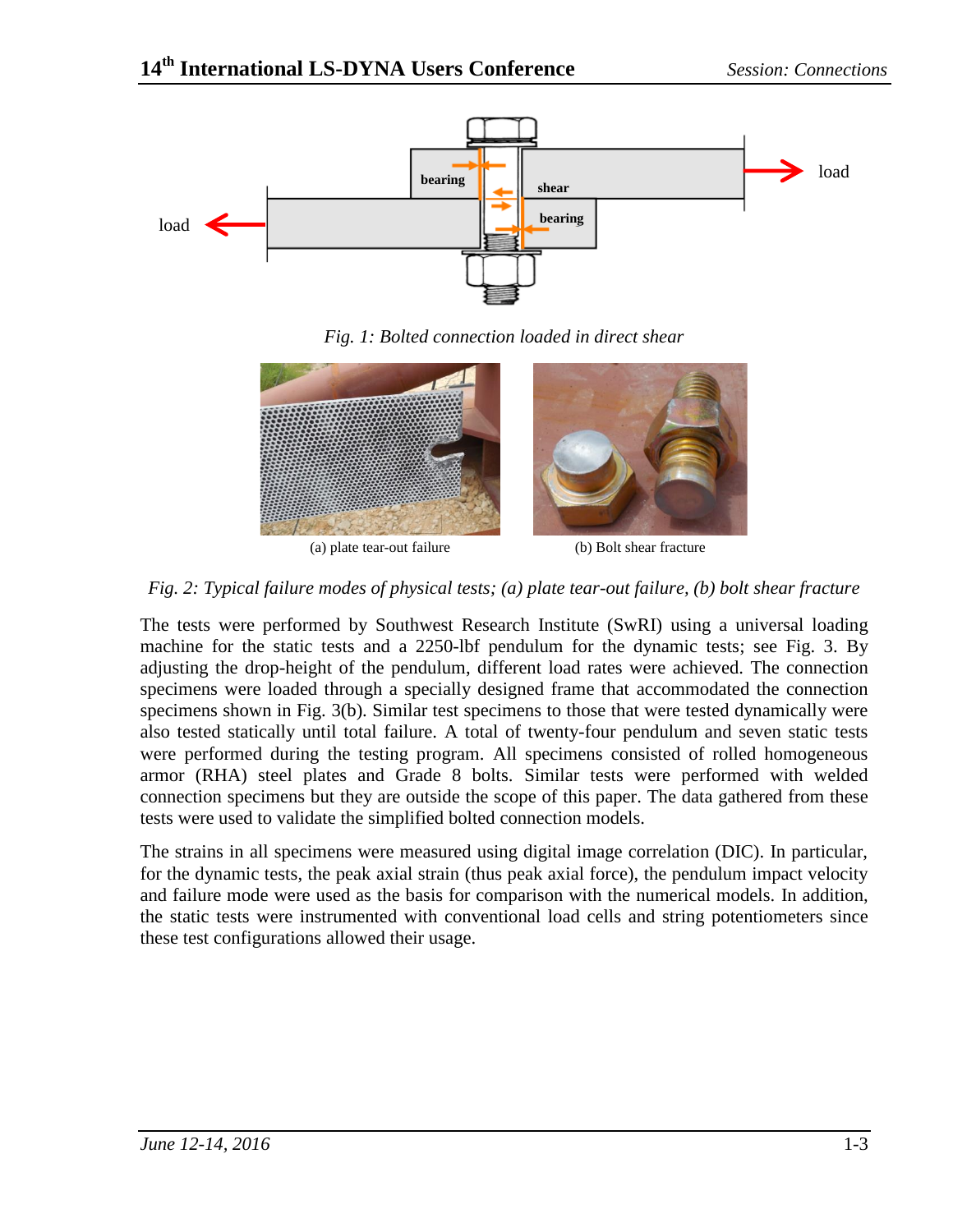Fig. 1: Bolted connection loaded in direct shear

(a) plate tear-out failure

(b) Bolt shear fracture

*Fig. 2: Typical failure modes of physical tests; (a) plate tear-out failure, (b) bolt shear fracture*

The tests were performed by Southwest Research Institute (SwRI) using a universal loading machine for the static tests and a 2250-lbf pendulum for the dynamic tests; see Fig. 3. By adjusting the drop-height of the pendulum, different load rates were achieved. The connection specimens were loaded through a specially designed frame that accommodated the connection specimens shown in Fig. 3(b). Similar test specimens to those that were tested dynamically were also tested statically until total failure. A total of twenty-four pendulum and seven static tests were performed during the testing program. All specimens consisted of rolled homogeneous armor (RHA) steel plates and Grade 8 bolts. Similar tests were performed with welded connection specimens but they are outside the scope of this paper. The data gathered from these tests were used to validate the simplified bolted connection models.

The strains in all specimens were measured using digital image correlation (DIC). In particular, for the dynamic tests, the peak axial strain (thus peak axial force), the pendulum impact velocity and failure mode were used as the basis for comparison with the numerical models. In addition, the static tests were instrumented with conventional load cells and string potentiometers since these test configurations allowed their usage.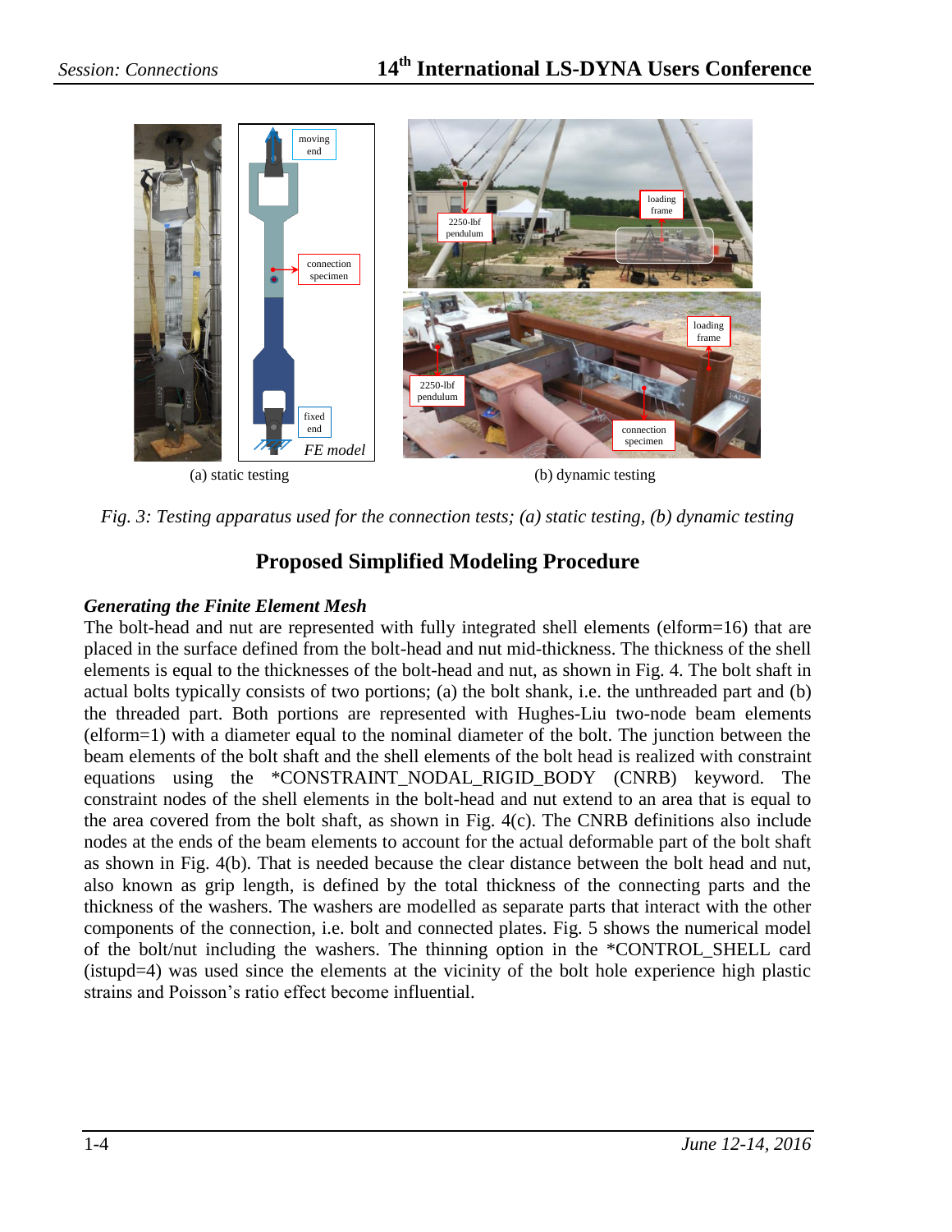(a) static testing

(b) dynamic testing

*Fig. 3: Testing apparatus used for the connection tests; (a) static testing, (b) dynamic testing*

## Proposed Simplified Modeling Procedure

### *Generating the Finite Element Mesh*

The bolt-head and nut are represented with fully integrated shell elements (elform=16) that are placed in the surface defined from the bolt-head and nut mid-thickness. The thickness of the shell elements is equal to the thicknesses of the bolt-head and nut, as shown in Fig. 4. The bolt shaft in actual bolts typically consists of two portions; (a) the bolt shank, i.e. the unthreaded part and (b) the threaded part. Both portions are represented with Hughes-Liu two-node beam elements (elform=1) with a diameter equal to the nominal diameter of the bolt. The junction between the beam elements of the bolt shaft and the shell elements of the bolt head is realized with constraint equations using the *CONSTRAINT_NODAL_RIGID_BODY (CNRB) keyword. The constraint nodes of the shell elements in the bolt-head and nut extend to an area that is equal to the area covered from the bolt shaft, as shown in Fig. 4(c). The CNRB definitions also include nodes at the ends of the beam elements to account for the actual deformable part of the bolt shaft as shown in Fig. 4(b). That is needed because the clear distance between the bolt head and nut, also known as grip length, is defined by the total thickness of the connecting parts and the thickness of the washers. The washers are modelled as separate parts that interact with the other components of the connection, i.e. bolt and connected plates. Fig. 5 shows the numerical model of the bolt/nut including the washers. The thinning option in the *CONTROL_SHELL card (istupd=4) was used since the elements at the vicinity of the bolt hole experience high plastic strains and Poisson's ratio effect become influential.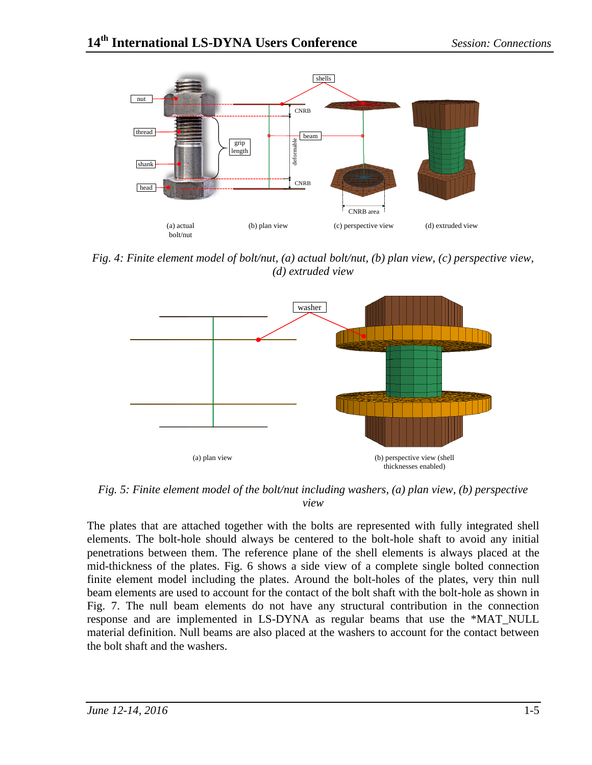Fig. 4: Finite element model of bolt/nut, (a) actual bolt/nut, (b) plan view, (c) perspective view, (d) extruded view

Fig. 5: Finite element model of the bolt/nut including washers, (a) plan view, (b) perspective view

The plates that are attached together with the bolts are represented with fully integrated shell elements. The bolt-hole should always be centered to the bolt-hole shaft to avoid any initial penetrations between them. The reference plane of the shell elements is always placed at the mid-thickness of the plates. Fig. 6 shows a side view of a complete single bolted connection finite element model including the plates. Around the bolt-holes of the plates, very thin null beam elements are used to account for the contact of the bolt shaft with the bolt-hole as shown in Fig. 7. The null beam elements do not have any structural contribution in the connection response and are implemented in LS-DYNA as regular beams that use the *MAT_NULL material definition. Null beams are also placed at the washers to account for the contact between the bolt shaft and the washers.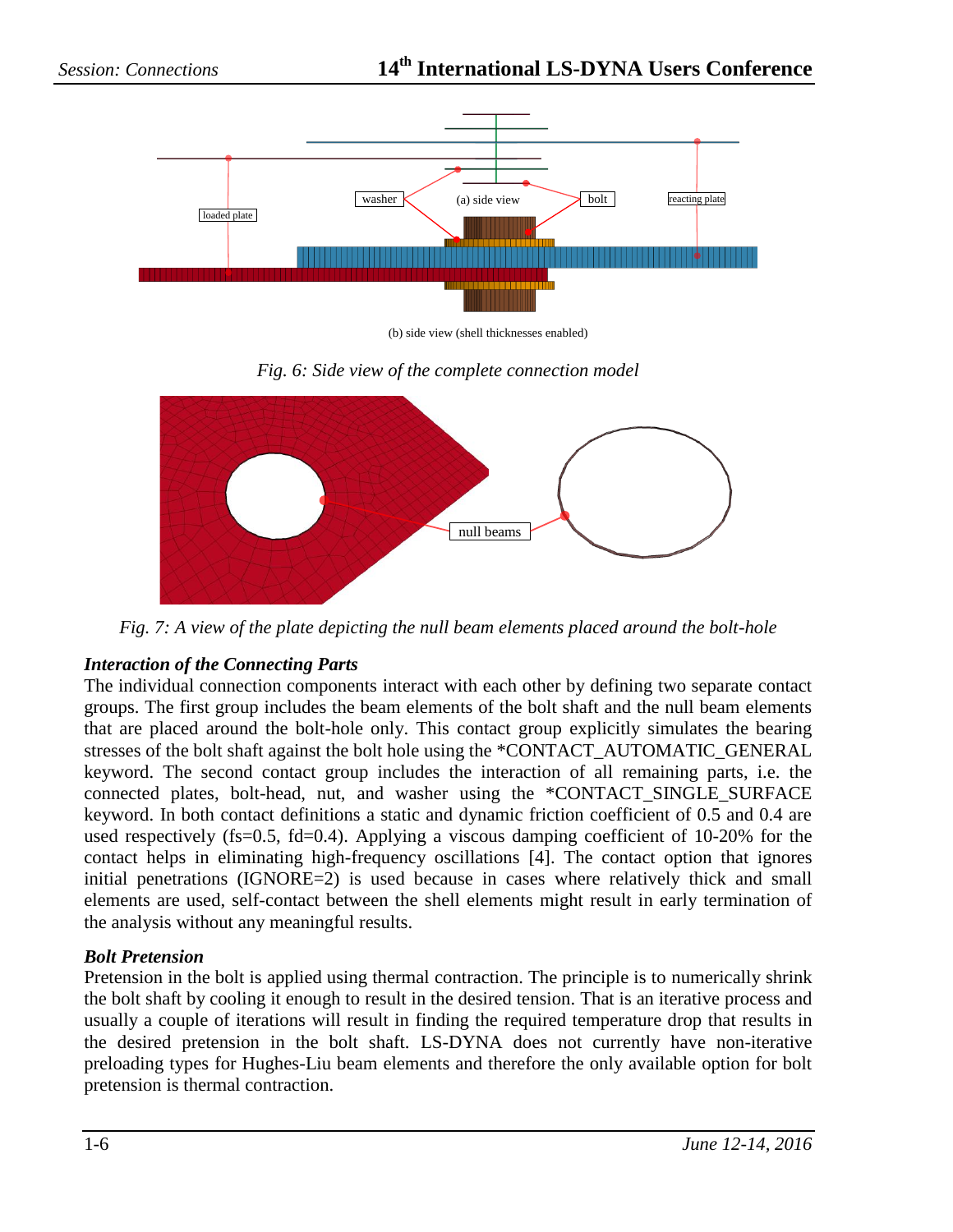(a) side view

(b) side view (shell thicknesses enabled)

*Fig. 6: Side view of the complete connection model*

*Fig. 7: A view of the plate depicting the null beam elements placed around the bolt-hole*

### *Interaction of the Connecting Parts*

The individual connection components interact with each other by defining two separate contact groups. The first group includes the beam elements of the bolt shaft and the null beam elements that are placed around the bolt-hole only. This contact group explicitly simulates the bearing stresses of the bolt shaft against the bolt hole using the *CONTACT_AUTOMATIC_GENERAL keyword. The second contact group includes the interaction of all remaining parts, i.e. the connected plates, bolt-head, nut, and washer using the *CONTACT_SINGLE_SURFACE keyword. In both contact definitions a static and dynamic friction coefficient of 0.5 and 0.4 are used respectively (fs=0.5, fd=0.4). Applying a viscous damping coefficient of 10-20% for the contact helps in eliminating high-frequency oscillations [4]. The contact option that ignores initial penetrations (IGNORE=2) is used because in cases where relatively thick and small elements are used, self-contact between the shell elements might result in early termination of the analysis without any meaningful results.

### *Bolt Pretension*

Pretension in the bolt is applied using thermal contraction. The principle is to numerically shrink the bolt shaft by cooling it enough to result in the desired tension. That is an iterative process and usually a couple of iterations will result in finding the required temperature drop that results in the desired pretension in the bolt shaft. LS-DYNA does not currently have non-iterative preloading types for Hughes-Liu beam elements and therefore the only available option for bolt pretension is thermal contraction.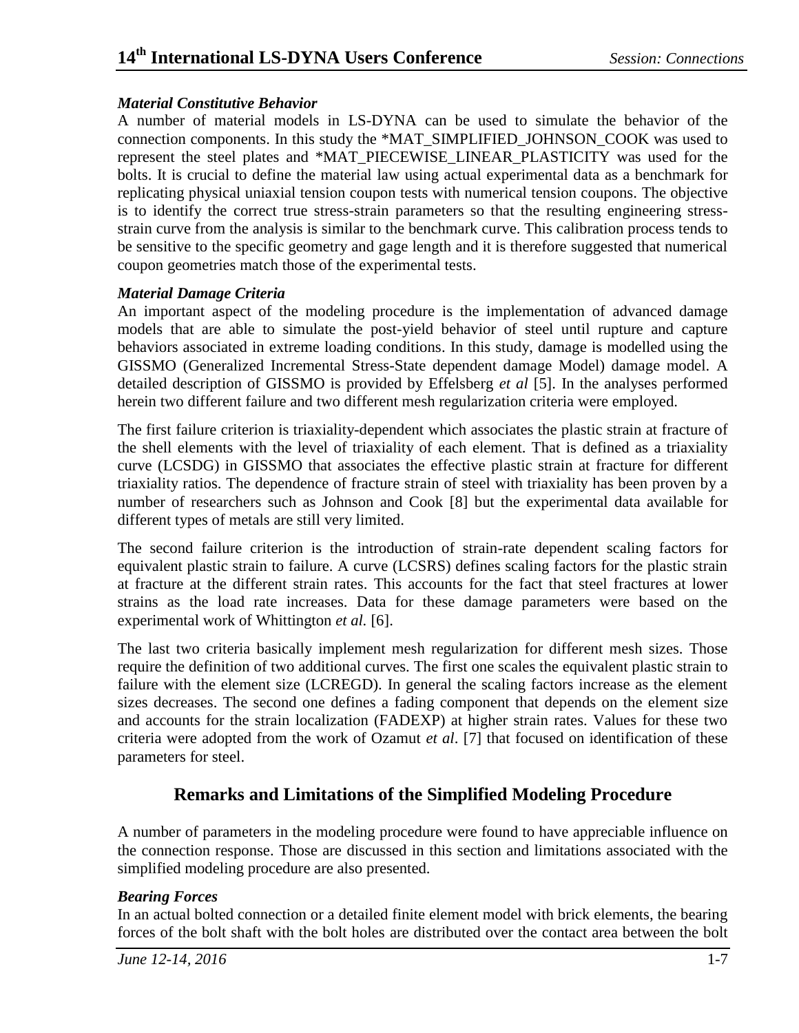### *Material Constitutive Behavior*

A number of material models in LS-DYNA can be used to simulate the behavior of the connection components. In this study the *MAT_SIMPLIFIED_JOHNSON_COOK was used to represent the steel plates and *MAT_PIECEWISE_LINEAR_PLASTICITY was used for the bolts. It is crucial to define the material law using actual experimental data as a benchmark for replicating physical uniaxial tension coupon tests with numerical tension coupons. The objective is to identify the correct true stress-strain parameters so that the resulting engineering stress-strain curve from the analysis is similar to the benchmark curve. This calibration process tends to be sensitive to the specific geometry and gage length and it is therefore suggested that numerical coupon geometries match those of the experimental tests.

### *Material Damage Criteria*

An important aspect of the modeling procedure is the implementation of advanced damage models that are able to simulate the post-yield behavior of steel until rupture and capture behaviors associated in extreme loading conditions. In this study, damage is modelled using the GISSMO (Generalized Incremental Stress-State dependent damage Model) damage model. A detailed description of GISSMO is provided by Effelsberg *et al* [5]. In the analyses performed herein two different failure and two different mesh regularization criteria were employed.

The first failure criterion is triaxiality-dependent which associates the plastic strain at fracture of the shell elements with the level of triaxiality of each element. That is defined as a triaxiality curve (LCSDG) in GISSMO that associates the effective plastic strain at fracture for different triaxiality ratios. The dependence of fracture strain of steel with triaxiality has been proven by a number of researchers such as Johnson and Cook [8] but the experimental data available for different types of metals are still very limited.

The second failure criterion is the introduction of strain-rate dependent scaling factors for equivalent plastic strain to failure. A curve (LCSRS) defines scaling factors for the plastic strain at fracture at the different strain rates. This accounts for the fact that steel fractures at lower strains as the load rate increases. Data for these damage parameters were based on the experimental work of Whittington *et al.* [6].

The last two criteria basically implement mesh regularization for different mesh sizes. Those require the definition of two additional curves. The first one scales the equivalent plastic strain to failure with the element size (LCREGD). In general the scaling factors increase as the element sizes decreases. The second one defines a fading component that depends on the element size and accounts for the strain localization (FADEXP) at higher strain rates. Values for these two criteria were adopted from the work of Ozamut *et al*. [7] that focused on identification of these parameters for steel.

## Remarks and Limitations of the Simplified Modeling Procedure

A number of parameters in the modeling procedure were found to have appreciable influence on the connection response. Those are discussed in this section and limitations associated with the simplified modeling procedure are also presented.

### *Bearing Forces*

In an actual bolted connection or a detailed finite element model with brick elements, the bearing forces of the bolt shaft with the bolt holes are distributed over the contact area between the bolt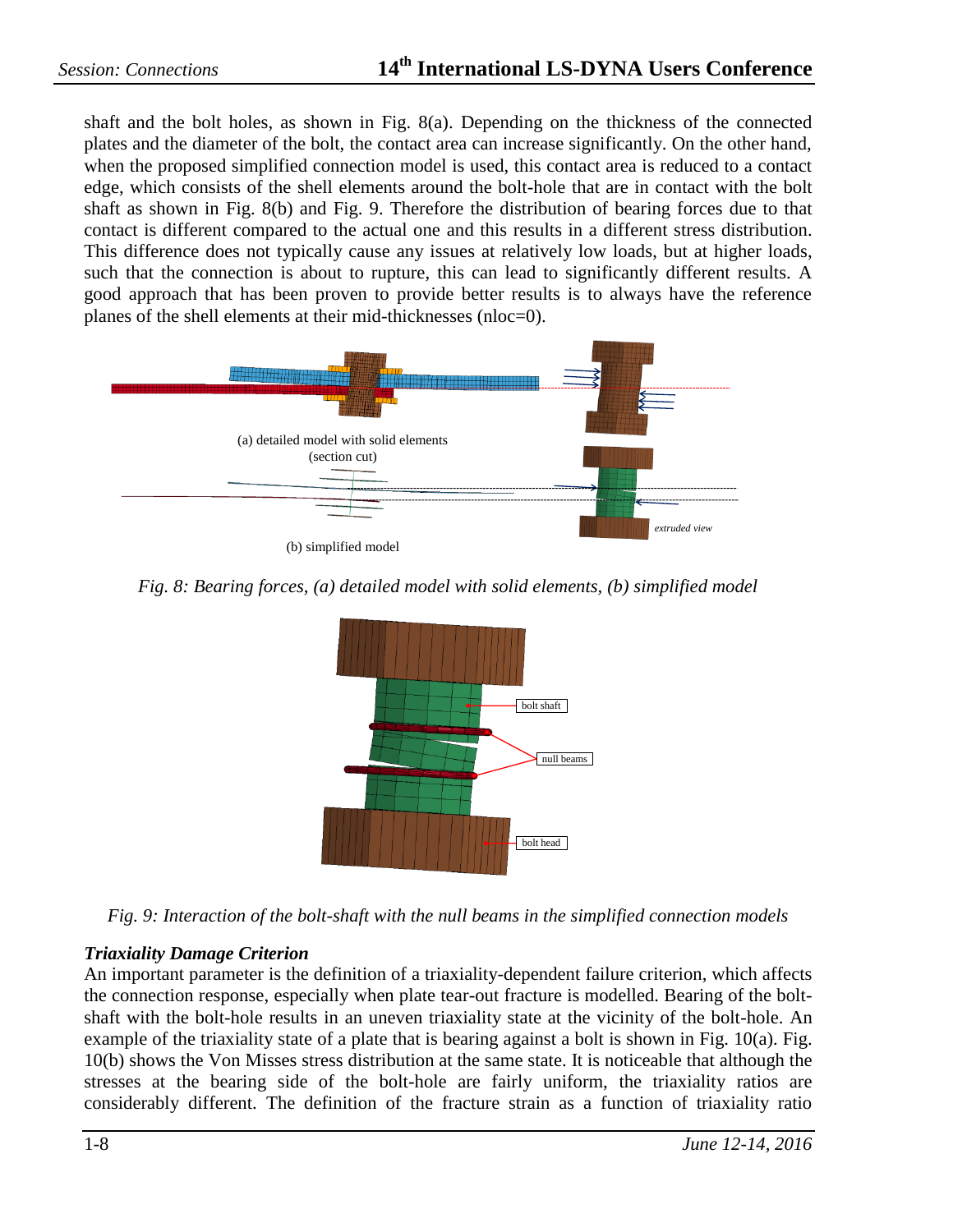shaft and the bolt holes, as shown in Fig. 8(a). Depending on the thickness of the connected plates and the diameter of the bolt, the contact area can increase significantly. On the other hand, when the proposed simplified connection model is used, this contact area is reduced to a contact edge, which consists of the shell elements around the bolt-hole that are in contact with the bolt shaft as shown in Fig. 8(b) and Fig. 9. Therefore the distribution of bearing forces due to that contact is different compared to the actual one and this results in a different stress distribution. This difference does not typically cause any issues at relatively low loads, but at higher loads, such that the connection is about to rupture, this can lead to significantly different results. A good approach that has been proven to provide better results is to always have the reference planes of the shell elements at their mid-thicknesses (nloc=0).

(a) detailed model with solid elements (section cut)

(b) simplified model

*Fig. 8: Bearing forces, (a) detailed model with solid elements, (b) simplified model*

*Fig. 9: Interaction of the bolt-shaft with the null beams in the simplified connection models*

***Triaxiality Damage Criterion***

An important parameter is the definition of a triaxiality-dependent failure criterion, which affects the connection response, especially when plate tear-out fracture is modelled. Bearing of the bolt-shaft with the bolt-hole results in an uneven triaxiality state at the vicinity of the bolt-hole. An example of the triaxiality state of a plate that is bearing against a bolt is shown in Fig. 10(a). Fig. 10(b) shows the Von Misses stress distribution at the same state. It is noticeable that although the stresses at the bearing side of the bolt-hole are fairly uniform, the triaxiality ratios are considerably different. The definition of the fracture strain as a function of triaxiality ratio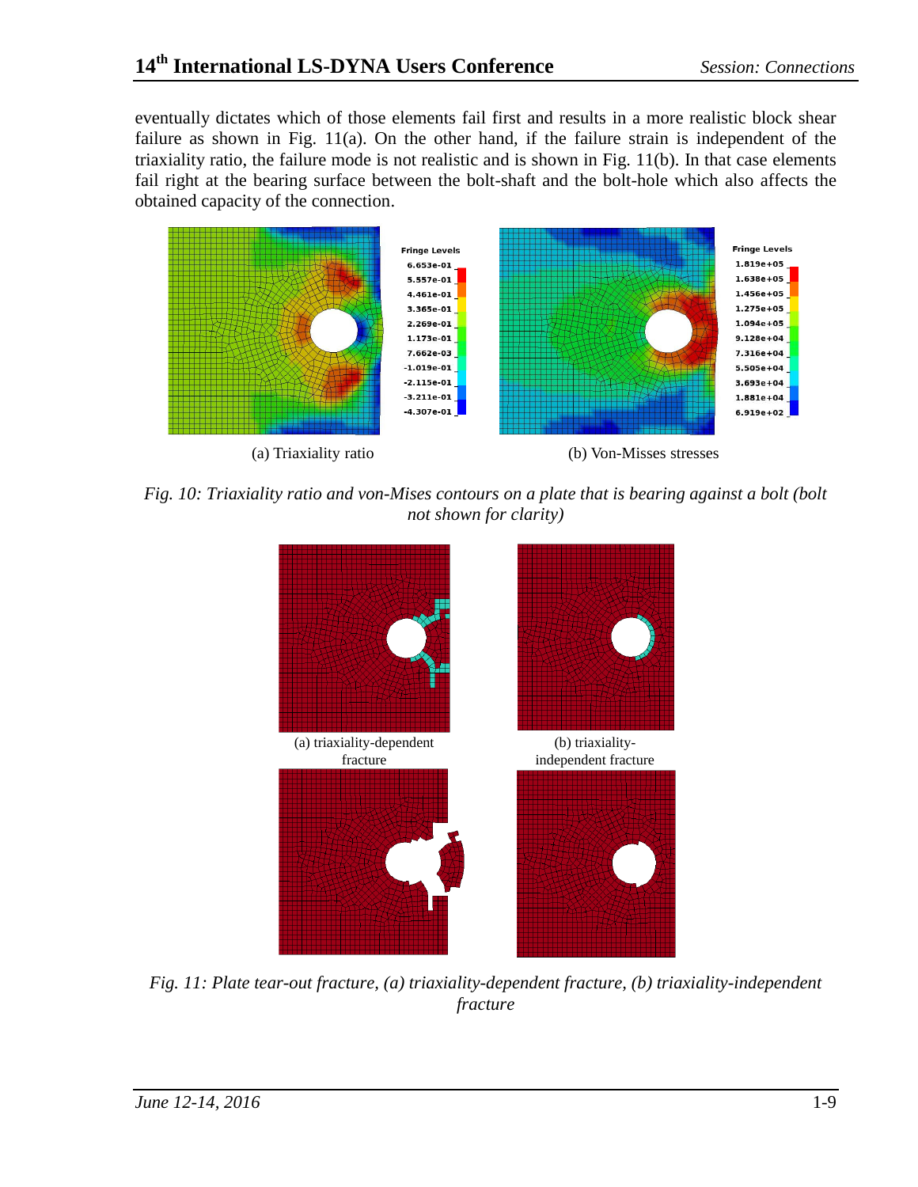eventually dictates which of those elements fail first and results in a more realistic block shear failure as shown in Fig. 11(a). On the other hand, if the failure strain is independent of the triaxiality ratio, the failure mode is not realistic and is shown in Fig. 11(b). In that case elements fail right at the bearing surface between the bolt-shaft and the bolt-hole which also affects the obtained capacity of the connection.

(a) Triaxiality ratio

(b) Von-Misses stresses

*Fig. 10: Triaxiality ratio and von-Mises contours on a plate that is bearing against a bolt (bolt not shown for clarity)*

(a) triaxiality-dependent fracture

(b) triaxiality-independent fracture

*Fig. 11: Plate tear-out fracture, (a) triaxiality-dependent fracture, (b) triaxiality-independent fracture*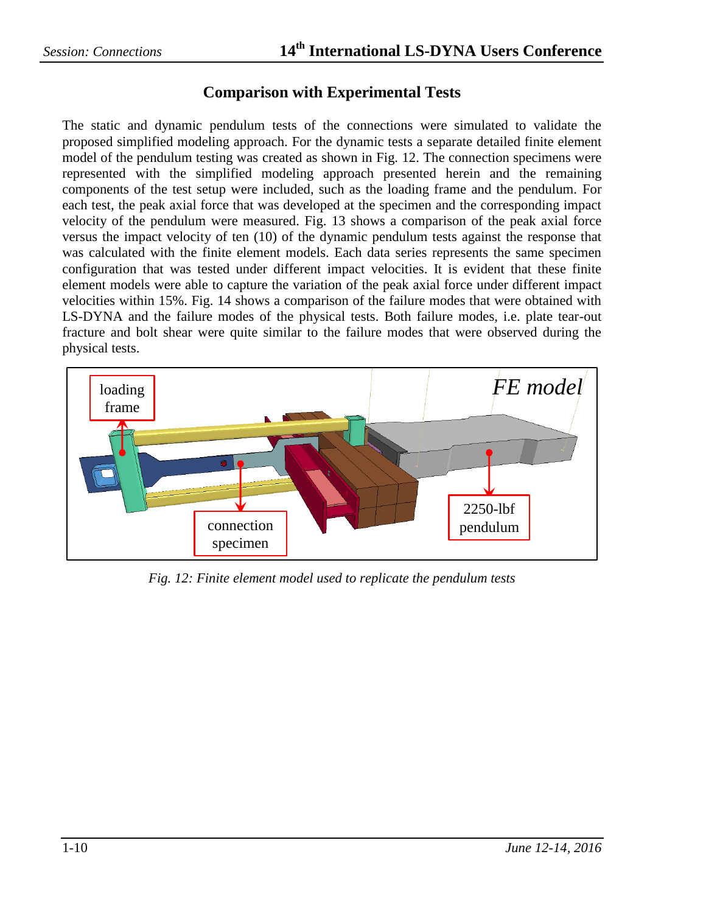## Comparison with Experimental Tests

The static and dynamic pendulum tests of the connections were simulated to validate the proposed simplified modeling approach. For the dynamic tests a separate detailed finite element model of the pendulum testing was created as shown in Fig. 12. The connection specimens were represented with the simplified modeling approach presented herein and the remaining components of the test setup were included, such as the loading frame and the pendulum. For each test, the peak axial force that was developed at the specimen and the corresponding impact velocity of the pendulum were measured. Fig. 13 shows a comparison of the peak axial force versus the impact velocity of ten (10) of the dynamic pendulum tests against the response that was calculated with the finite element models. Each data series represents the same specimen configuration that was tested under different impact velocities. It is evident that these finite element models were able to capture the variation of the peak axial force under different impact velocities within 15%. Fig. 14 shows a comparison of the failure modes that were obtained with LS-DYNA and the failure modes of the physical tests. Both failure modes, i.e. plate tear-out fracture and bolt shear were quite similar to the failure modes that were observed during the physical tests.

*Fig. 12: Finite element model used to replicate the pendulum tests*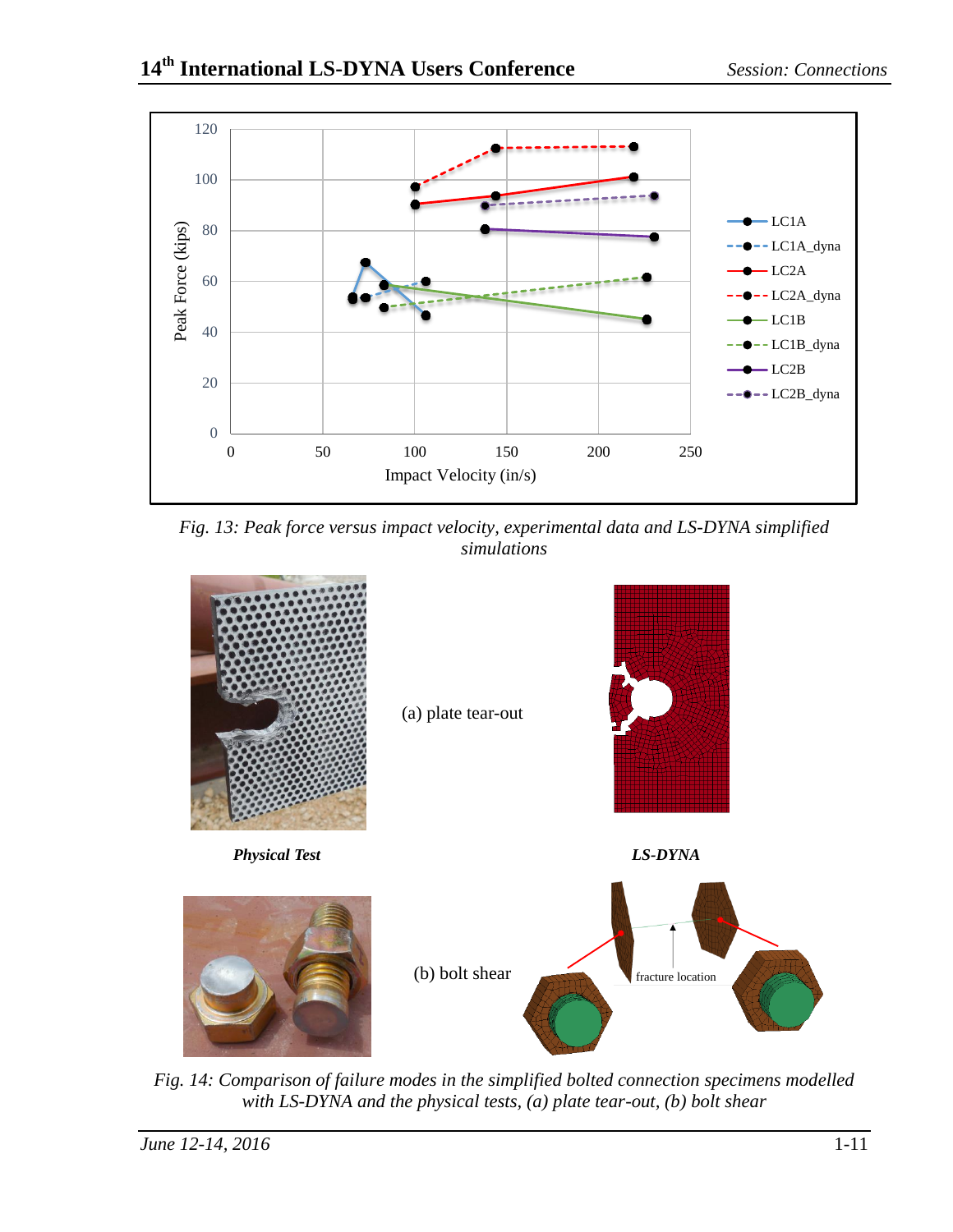*Fig. 13: Peak force versus impact velocity, experimental data and LS-DYNA simplified simulations*

*Fig. 14: Comparison of failure modes in the simplified bolted connection specimens modelled with LS-DYNA and the physical tests, (a) plate tear-out, (b) bolt shear*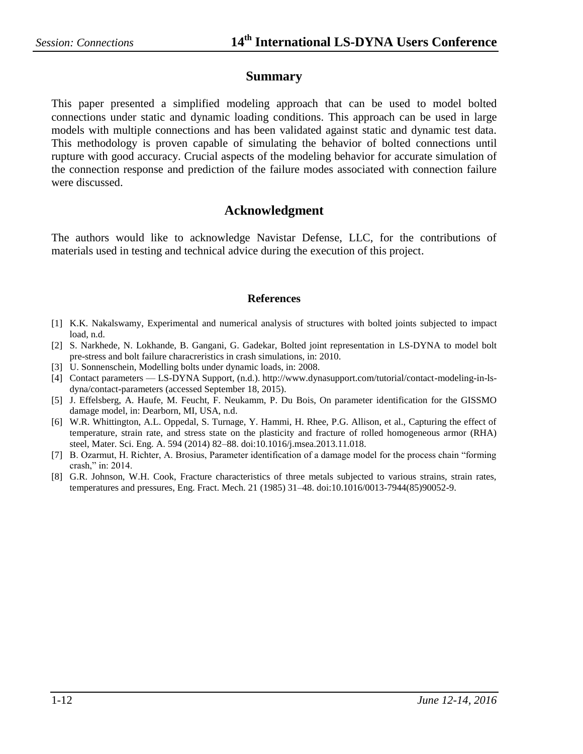## Summary

This paper presented a simplified modeling approach that can be used to model bolted connections under static and dynamic loading conditions. This approach can be used in large models with multiple connections and has been validated against static and dynamic test data. This methodology is proven capable of simulating the behavior of bolted connections until rupture with good accuracy. Crucial aspects of the modeling behavior for accurate simulation of the connection response and prediction of the failure modes associated with connection failure were discussed.

## Acknowledgment

The authors would like to acknowledge Navistar Defense, LLC, for the contributions of materials used in testing and technical advice during the execution of this project.

### References

[1] K.K. Nakalswamy, Experimental and numerical analysis of structures with bolted joints subjected to impact load, n.d.

[2] S. Narkhede, N. Lokhande, B. Gangani, G. Gadekar, Bolted joint representation in LS-DYNA to model bolt pre-stress and bolt failure characreristics in crash simulations, in: 2010.

[3] U. Sonnenschein, Modelling bolts under dynamic loads, in: 2008.

[4] Contact parameters — LS-DYNA Support, (n.d.). http://www.dynasupport.com/tutorial/contact-modeling-in-ls-dyna/contact-parameters (accessed September 18, 2015).

[5] J. Effelsberg, A. Haufe, M. Feucht, F. Neukamm, P. Du Bois, On parameter identification for the GISSMO damage model, in: Dearborn, MI, USA, n.d.

[6] W.R. Whittington, A.L. Oppedal, S. Turnage, Y. Hammi, H. Rhee, P.G. Allison, et al., Capturing the effect of temperature, strain rate, and stress state on the plasticity and fracture of rolled homogeneous armor (RHA) steel, Mater. Sci. Eng. A. 594 (2014) 82–88. doi:10.1016/j.msea.2013.11.018.

[7] B. Ozarmut, H. Richter, A. Brosius, Parameter identification of a damage model for the process chain "forming crash," in: 2014.

[8] G.R. Johnson, W.H. Cook, Fracture characteristics of three metals subjected to various strains, strain rates, temperatures and pressures, Eng. Fract. Mech. 21 (1985) 31–48. doi:10.1016/0013-7944(85)90052-9.